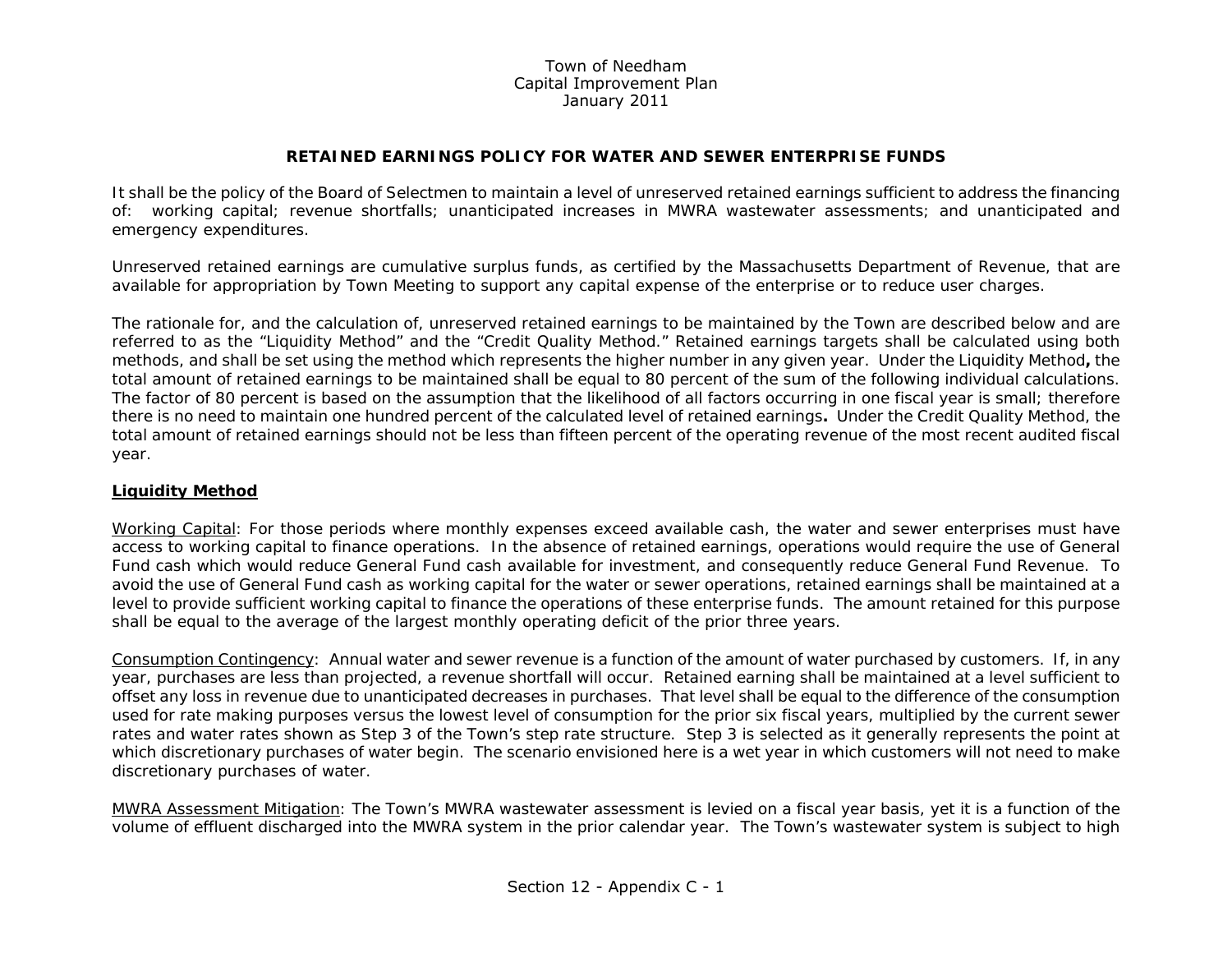Town of Needham
Capital Improvement Plan
January 2011

## RETAINED EARNINGS POLICY FOR WATER AND SEWER ENTERPRISE FUNDS

It shall be the policy of the Board of Selectmen to maintain a level of unreserved retained earnings sufficient to address the financing of: working capital; revenue shortfalls; unanticipated increases in MWRA wastewater assessments; and unanticipated and emergency expenditures.

Unreserved retained earnings are cumulative surplus funds, as certified by the Massachusetts Department of Revenue, that are available for appropriation by Town Meeting to support any capital expense of the enterprise or to reduce user charges.

The rationale for, and the calculation of, unreserved retained earnings to be maintained by the Town are described below and are referred to as the "Liquidity Method" and the "Credit Quality Method." Retained earnings targets shall be calculated using both methods, and shall be set using the method which represents the higher number in any given year. Under the Liquidity Method**,** the total amount of retained earnings to be maintained shall be equal to 80 percent of the sum of the following individual calculations. The factor of 80 percent is based on the assumption that the likelihood of all factors occurring in one fiscal year is small; therefore there is no need to maintain one hundred percent of the calculated level of retained earnings**.** Under the Credit Quality Method, the total amount of retained earnings should not be less than fifteen percent of the operating revenue of the most recent audited fiscal year.

### Liquidity Method

Working Capital: For those periods where monthly expenses exceed available cash, the water and sewer enterprises must have access to working capital to finance operations. In the absence of retained earnings, operations would require the use of General Fund cash which would reduce General Fund cash available for investment, and consequently reduce General Fund Revenue. To avoid the use of General Fund cash as working capital for the water or sewer operations, retained earnings shall be maintained at a level to provide sufficient working capital to finance the operations of these enterprise funds. The amount retained for this purpose shall be equal to the average of the largest monthly operating deficit of the prior three years.

Consumption Contingency: Annual water and sewer revenue is a function of the amount of water purchased by customers. If, in any year, purchases are less than projected, a revenue shortfall will occur. Retained earning shall be maintained at a level sufficient to offset any loss in revenue due to unanticipated decreases in purchases. That level shall be equal to the difference of the consumption used for rate making purposes versus the lowest level of consumption for the prior six fiscal years, multiplied by the current sewer rates and water rates shown as Step 3 of the Town's step rate structure. Step 3 is selected as it generally represents the point at which discretionary purchases of water begin. The scenario envisioned here is a wet year in which customers will not need to make discretionary purchases of water.

MWRA Assessment Mitigation: The Town's MWRA wastewater assessment is levied on a fiscal year basis, yet it is a function of the volume of effluent discharged into the MWRA system in the prior calendar year. The Town's wastewater system is subject to high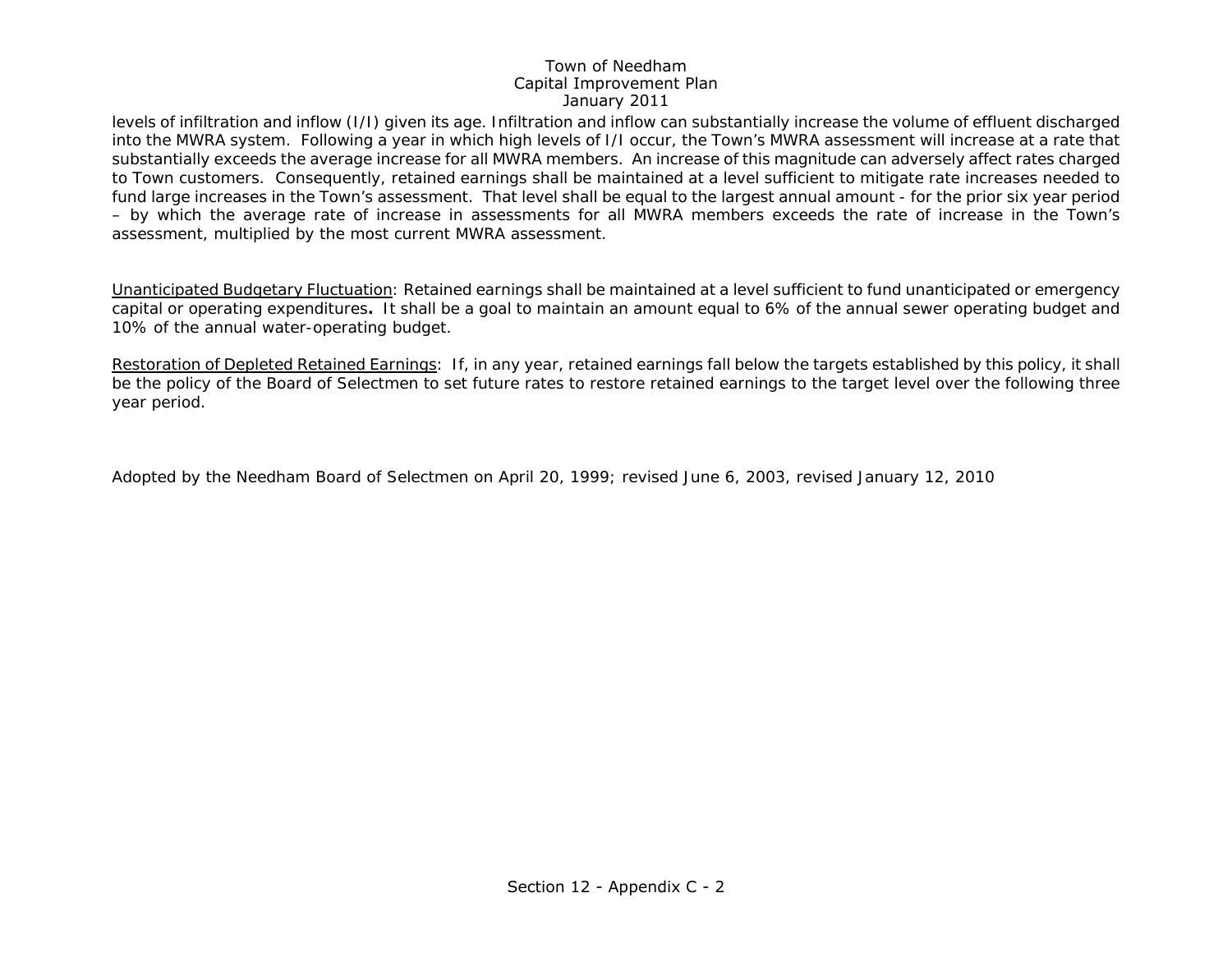levels of infiltration and inflow (I/I) given its age. Infiltration and inflow can substantially increase the volume of effluent discharged into the MWRA system. Following a year in which high levels of I/I occur, the Town's MWRA assessment will increase at a rate that substantially exceeds the average increase for all MWRA members. An increase of this magnitude can adversely affect rates charged to Town customers. Consequently, retained earnings shall be maintained at a level sufficient to mitigate rate increases needed to fund large increases in the Town's assessment. That level shall be equal to the largest annual amount - for the prior six year period – by which the average rate of increase in assessments for all MWRA members exceeds the rate of increase in the Town's assessment, multiplied by the most current MWRA assessment.

Unanticipated Budgetary Fluctuation: Retained earnings shall be maintained at a level sufficient to fund unanticipated or emergency capital or operating expenditures**.** It shall be a goal to maintain an amount equal to 6% of the annual sewer operating budget and 10% of the annual water-operating budget.

Restoration of Depleted Retained Earnings: If, in any year, retained earnings fall below the targets established by this policy, it shall be the policy of the Board of Selectmen to set future rates to restore retained earnings to the target level over the following three year period.

Adopted by the Needham Board of Selectmen on April 20, 1999; revised June 6, 2003, revised January 12, 2010